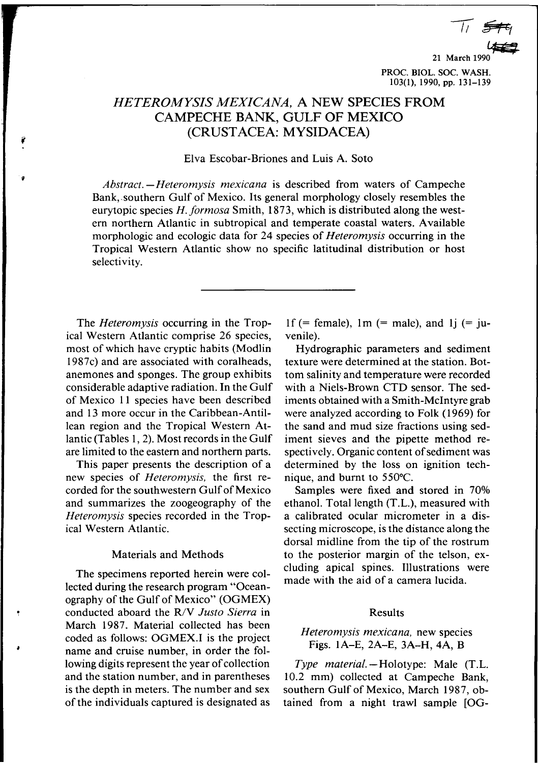21 March 1990

# *HETEROMYSIS MEXICANA*, A NEW SPECIES FROM CAMPECHE BANK, GULF OF MEXICO (CRUSTACEA: MYSIDACEA)

Elva Escobar-Briones and Luis A. Soto

*Abstract.*—*Heteromysis mexicana* is described from waters of Campeche Bank, southern Gulf of Mexico. Its general morphology closely resembles the eurytopic species *H. formosa* Smith, 1873, which is distributed along the western northern Atlantic in subtropical and temperate coastal waters. Available morphologic and ecologic data for 24 species of *Heteromysis* occurring in the Tropical Western Atlantic show no specific latitudinal distribution or host selectivity.

---

The *Heteromysis* occurring in the Tropical Western Atlantic comprise 26 species, most of which have cryptic habits (Modlin 1987c) and are associated with coralheads, anemones and sponges. The group exhibits considerable adaptive radiation. In the Gulf of Mexico 11 species have been described and 13 more occur in the Caribbean-Antillean region and the Tropical Western Atlantic (Tables 1, 2). Most records in the Gulf are limited to the eastern and northern parts.

This paper presents the description of a new species of *Heteromysis*, the first recorded for the southwestern Gulf of Mexico and summarizes the zoogeography of the *Heteromysis* species recorded in the Tropical Western Atlantic.

## Materials and Methods

The specimens reported herein were collected during the research program "Oceanography of the Gulf of Mexico" (OGMEX) conducted aboard the R/V *Justo Sierra* in March 1987. Material collected has been coded as follows: OGMEX.I is the project name and cruise number, in order the following digits represent the year of collection and the station number, and in parentheses is the depth in meters. The number and sex of the individuals captured is designated as 1f (= female), 1m (= male), and 1j (= juvenile).

Hydrographic parameters and sediment texture were determined at the station. Bottom salinity and temperature were recorded with a Niels-Brown CTD sensor. The sediments obtained with a Smith-McIntyre grab were analyzed according to Folk (1969) for the sand and mud size fractions using sediment sieves and the pipette method respectively. Organic content of sediment was determined by the loss on ignition technique, and burnt to 550°C.

Samples were fixed and stored in 70% ethanol. Total length (T.L.), measured with a calibrated ocular micrometer in a dissecting microscope, is the distance along the dorsal midline from the tip of the rostrum to the posterior margin of the telson, excluding apical spines. Illustrations were made with the aid of a camera lucida.

## Results

### *Heteromysis mexicana*, new species
Figs. 1A–E, 2A–E, 3A–H, 4A, B

*Type material.*—Holotype: Male (T.L. 10.2 mm) collected at Campeche Bank, southern Gulf of Mexico, March 1987, obtained from a night trawl sample [OG-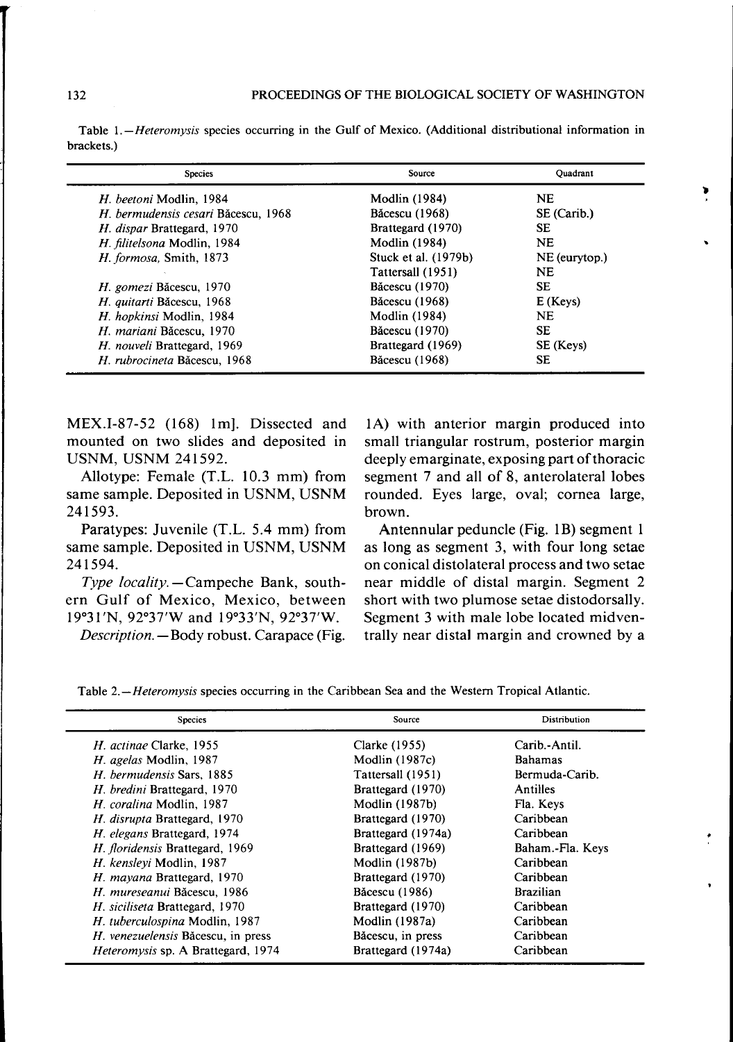Table 1.—*Heteromysis* species occurring in the Gulf of Mexico. (Additional distributional information in brackets.)

| Species | Source | Quadrant |
|---|---|---|
| *H. beetoni* Modlin, 1984 | Modlin (1984) | NE |
| *H. bermudensis cesari* Băcescu, 1968 | Băcescu (1968) | SE (Carib.) |
| *H. dispar* Brattegard, 1970 | Brattegard (1970) | SE |
| *H. filitelsona* Modlin, 1984 | Modlin (1984) | NE |
| *H. formosa*, Smith, 1873 | Stuck et al. (1979b) | NE (eurytop.) |
| | Tattersall (1951) | NE |
| *H. gomezi* Băcescu, 1970 | Băcescu (1970) | SE |
| *H. quitarti* Băcescu, 1968 | Băcescu (1968) | E (Keys) |
| *H. hopkinsi* Modlin, 1984 | Modlin (1984) | NE |
| *H. mariani* Băcescu, 1970 | Băcescu (1970) | SE |
| *H. nouveli* Brattegard, 1969 | Brattegard (1969) | SE (Keys) |
| *H. rubrocineta* Băcescu, 1968 | Băcescu (1968) | SE |

MEX.I-87-52 (168) 1m]. Dissected and mounted on two slides and deposited in USNM, USNM 241592.

Allotype: Female (T.L. 10.3 mm) from same sample. Deposited in USNM, USNM 241593.

Paratypes: Juvenile (T.L. 5.4 mm) from same sample. Deposited in USNM, USNM 241594.

*Type locality.*—Campeche Bank, southern Gulf of Mexico, Mexico, between 19°31′N, 92°37′W and 19°33′N, 92°37′W.

*Description.*—Body robust. Carapace (Fig. 1A) with anterior margin produced into small triangular rostrum, posterior margin deeply emarginate, exposing part of thoracic segment 7 and all of 8, anterolateral lobes rounded. Eyes large, oval; cornea large, brown.

Antennular peduncle (Fig. 1B) segment 1 as long as segment 3, with four long setae on conical distolateral process and two setae near middle of distal margin. Segment 2 short with two plumose setae distodorsally. Segment 3 with male lobe located midventrally near distal margin and crowned by a

Table 2.—*Heteromysis* species occurring in the Caribbean Sea and the Western Tropical Atlantic.

| Species | Source | Distribution |
|---|---|---|
| *H. actinae* Clarke, 1955 | Clarke (1955) | Carib.-Antil. |
| *H. agelas* Modlin, 1987 | Modlin (1987c) | Bahamas |
| *H. bermudensis* Sars, 1885 | Tattersall (1951) | Bermuda-Carib. |
| *H. bredini* Brattegard, 1970 | Brattegard (1970) | Antilles |
| *H. coralina* Modlin, 1987 | Modlin (1987b) | Fla. Keys |
| *H. disrupta* Brattegard, 1970 | Brattegard (1970) | Caribbean |
| *H. elegans* Brattegard, 1974 | Brattegard (1974a) | Caribbean |
| *H. floridensis* Brattegard, 1969 | Brattegard (1969) | Baham.-Fla. Keys |
| *H. kensleyi* Modlin, 1987 | Modlin (1987b) | Caribbean |
| *H. mayana* Brattegard, 1970 | Brattegard (1970) | Caribbean |
| *H. mureseanui* Băcescu, 1986 | Băcescu (1986) | Brazilian |
| *H. siciliseta* Brattegard, 1970 | Brattegard (1970) | Caribbean |
| *H. tuberculospina* Modlin, 1987 | Modlin (1987a) | Caribbean |
| *H. venezuelensis* Băcescu, in press | Băcescu, in press | Caribbean |
| *Heteromysis* sp. A Brattegard, 1974 | Brattegard (1974a) | Caribbean |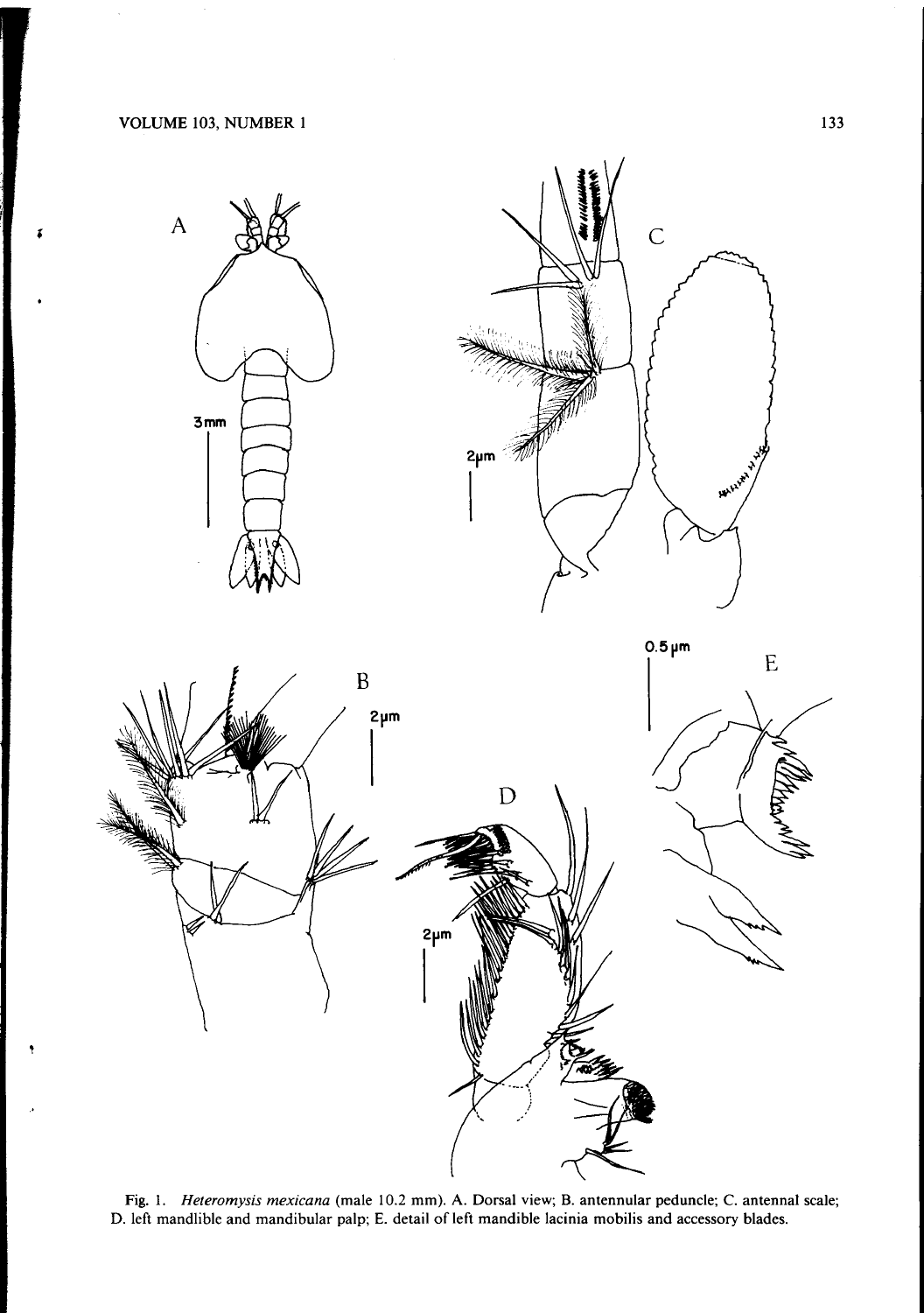Fig. 1. *Heteromysis mexicana* (male 10.2 mm). A. Dorsal view; B. antennular peduncle; C. antennal scale; D. left mandlible and mandibular palp; E. detail of left mandible lacinia mobilis and accessory blades.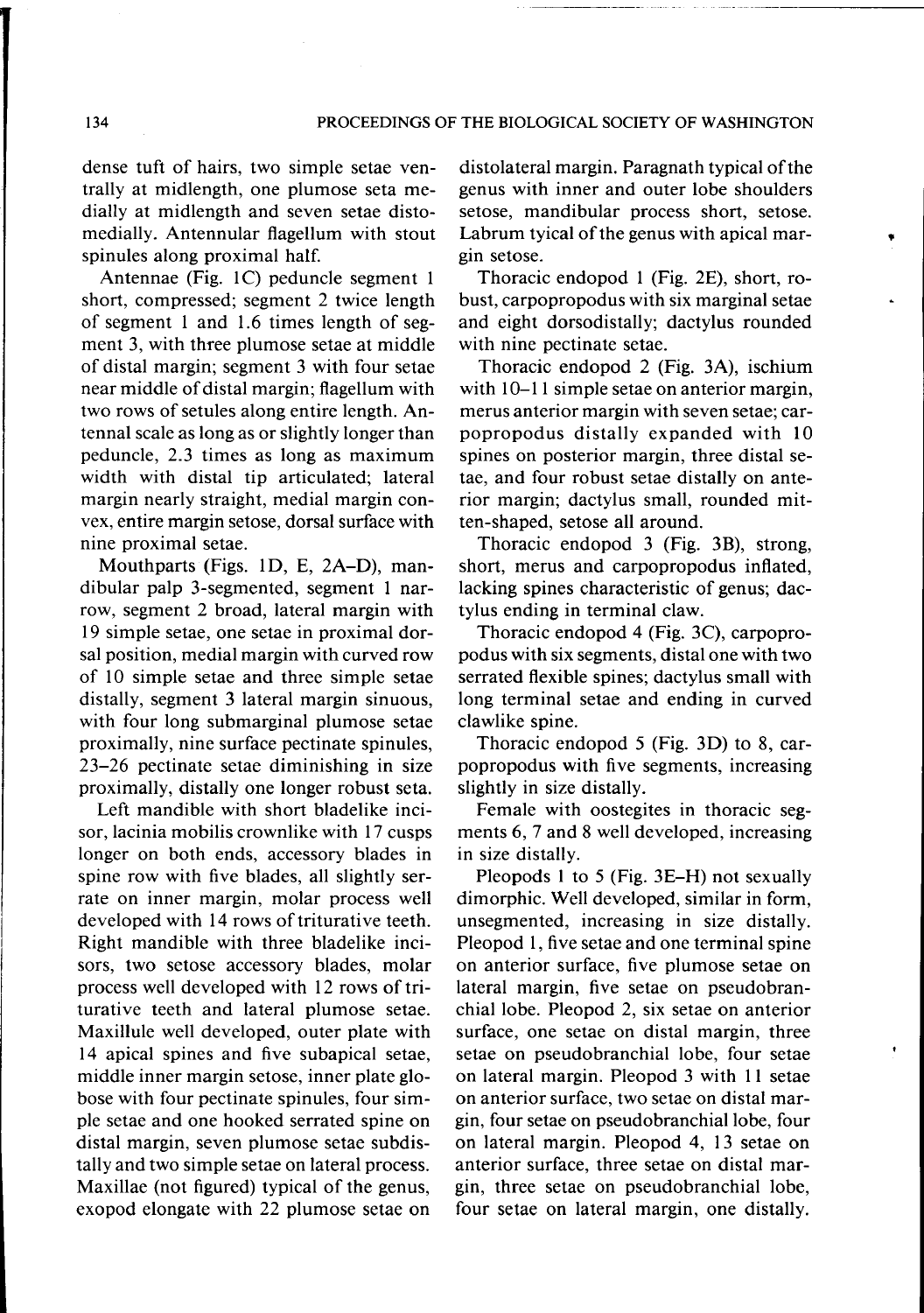dense tuft of hairs, two simple setae ventrally at midlength, one plumose seta medially at midlength and seven setae distomedially. Antennular flagellum with stout spinules along proximal half.

Antennae (Fig. 1C) peduncle segment 1 short, compressed; segment 2 twice length of segment 1 and 1.6 times length of segment 3, with three plumose setae at middle of distal margin; segment 3 with four setae near middle of distal margin; flagellum with two rows of setules along entire length. Antennal scale as long as or slightly longer than peduncle, 2.3 times as long as maximum width with distal tip articulated; lateral margin nearly straight, medial margin convex, entire margin setose, dorsal surface with nine proximal setae.

Mouthparts (Figs. 1D, E, 2A–D), mandibular palp 3-segmented, segment 1 narrow, segment 2 broad, lateral margin with 19 simple setae, one setae in proximal dorsal position, medial margin with curved row of 10 simple setae and three simple setae distally, segment 3 lateral margin sinuous, with four long submarginal plumose setae proximally, nine surface pectinate spinules, 23–26 pectinate setae diminishing in size proximally, distally one longer robust seta.

Left mandible with short bladelike incisor, lacinia mobilis crownlike with 17 cusps longer on both ends, accessory blades in spine row with five blades, all slightly serrate on inner margin, molar process well developed with 14 rows of triturative teeth. Right mandible with three bladelike incisors, two setose accessory blades, molar process well developed with 12 rows of triturative teeth and lateral plumose setae. Maxillule well developed, outer plate with 14 apical spines and five subapical setae, middle inner margin setose, inner plate globose with four pectinate spinules, four simple setae and one hooked serrated spine on distal margin, seven plumose setae subdistally and two simple setae on lateral process. Maxillae (not figured) typical of the genus, exopod elongate with 22 plumose setae on distolateral margin. Paragnath typical of the genus with inner and outer lobe shoulders setose, mandibular process short, setose. Labrum tyical of the genus with apical margin setose.

Thoracic endopod 1 (Fig. 2E), short, robust, carpopropodus with six marginal setae and eight dorsodistally; dactylus rounded with nine pectinate setae.

Thoracic endopod 2 (Fig. 3A), ischium with 10–11 simple setae on anterior margin, merus anterior margin with seven setae; carpopropodus distally expanded with 10 spines on posterior margin, three distal setae, and four robust setae distally on anterior margin; dactylus small, rounded mitten-shaped, setose all around.

Thoracic endopod 3 (Fig. 3B), strong, short, merus and carpopropodus inflated, lacking spines characteristic of genus; dactylus ending in terminal claw.

Thoracic endopod 4 (Fig. 3C), carpopropodus with six segments, distal one with two serrated flexible spines; dactylus small with long terminal setae and ending in curved clawlike spine.

Thoracic endopod 5 (Fig. 3D) to 8, carpopropodus with five segments, increasing slightly in size distally.

Female with oostegites in thoracic segments 6, 7 and 8 well developed, increasing in size distally.

Pleopods 1 to 5 (Fig. 3E–H) not sexually dimorphic. Well developed, similar in form, unsegmented, increasing in size distally. Pleopod 1, five setae and one terminal spine on anterior surface, five plumose setae on lateral margin, five setae on pseudobranchial lobe. Pleopod 2, six setae on anterior surface, one setae on distal margin, three setae on pseudobranchial lobe, four setae on lateral margin. Pleopod 3 with 11 setae on anterior surface, two setae on distal margin, four setae on pseudobranchial lobe, four on lateral margin. Pleopod 4, 13 setae on anterior surface, three setae on distal margin, three setae on pseudobranchial lobe, four setae on lateral margin, one distally.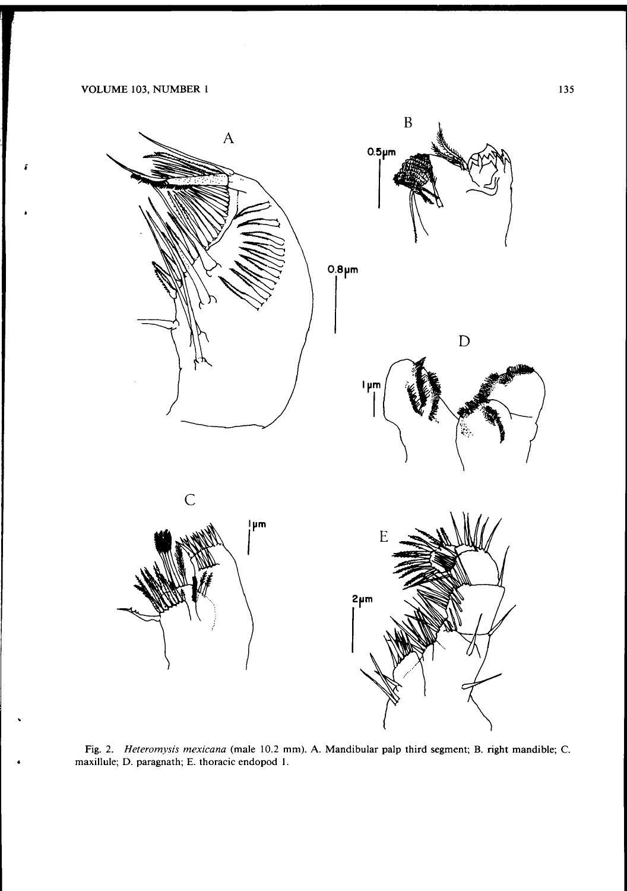Fig. 2. *Heteromysis mexicana* (male 10.2 mm). A. Mandibular palp third segment; B. right mandible; C. maxillule; D. paragnath; E. thoracic endopod 1.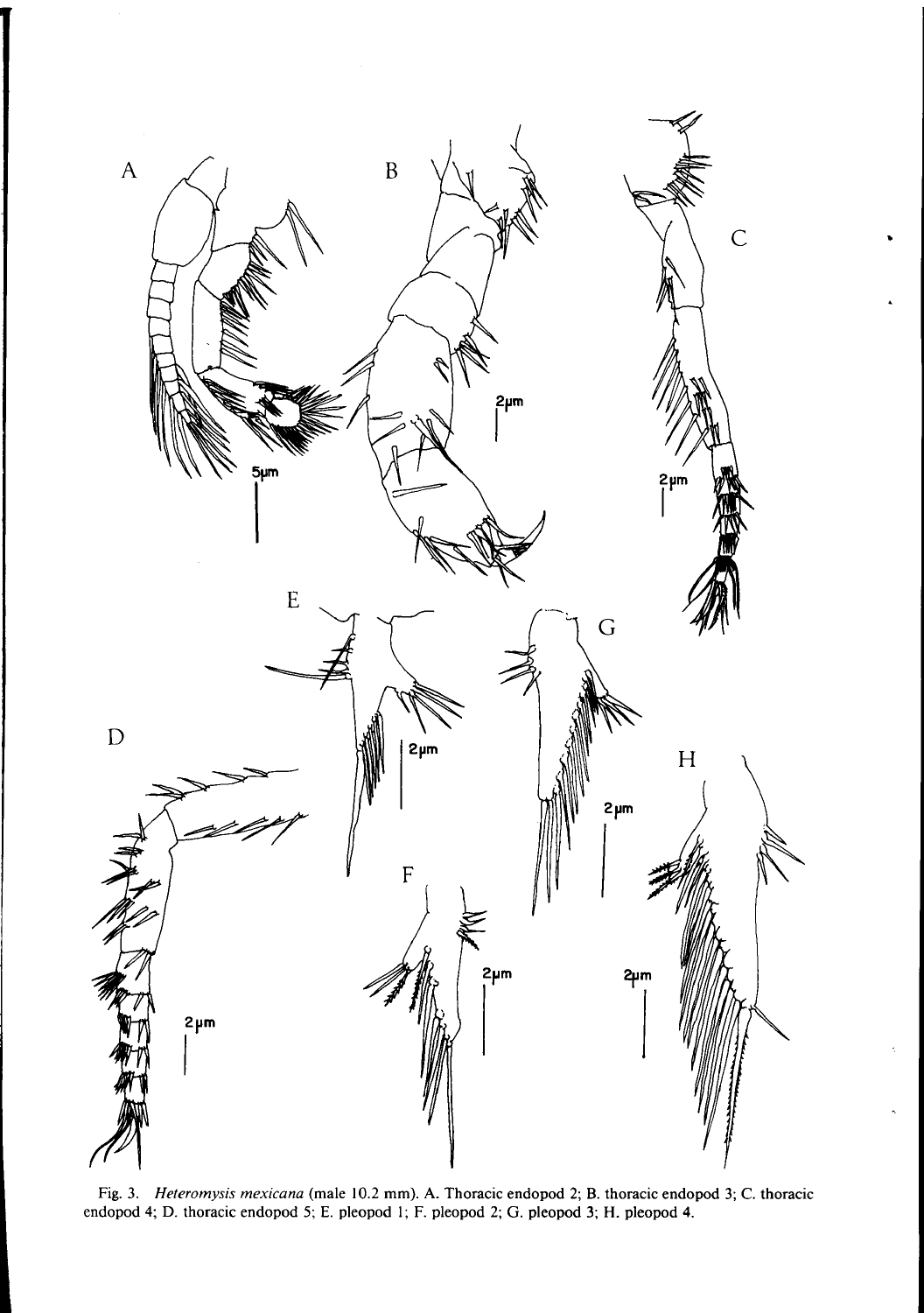Fig. 3. *Heteromysis mexicana* (male 10.2 mm). A. Thoracic endopod 2; B. thoracic endopod 3; C. thoracic endopod 4; D. thoracic endopod 5; E. pleopod 1; F. pleopod 2; G. pleopod 3; H. pleopod 4.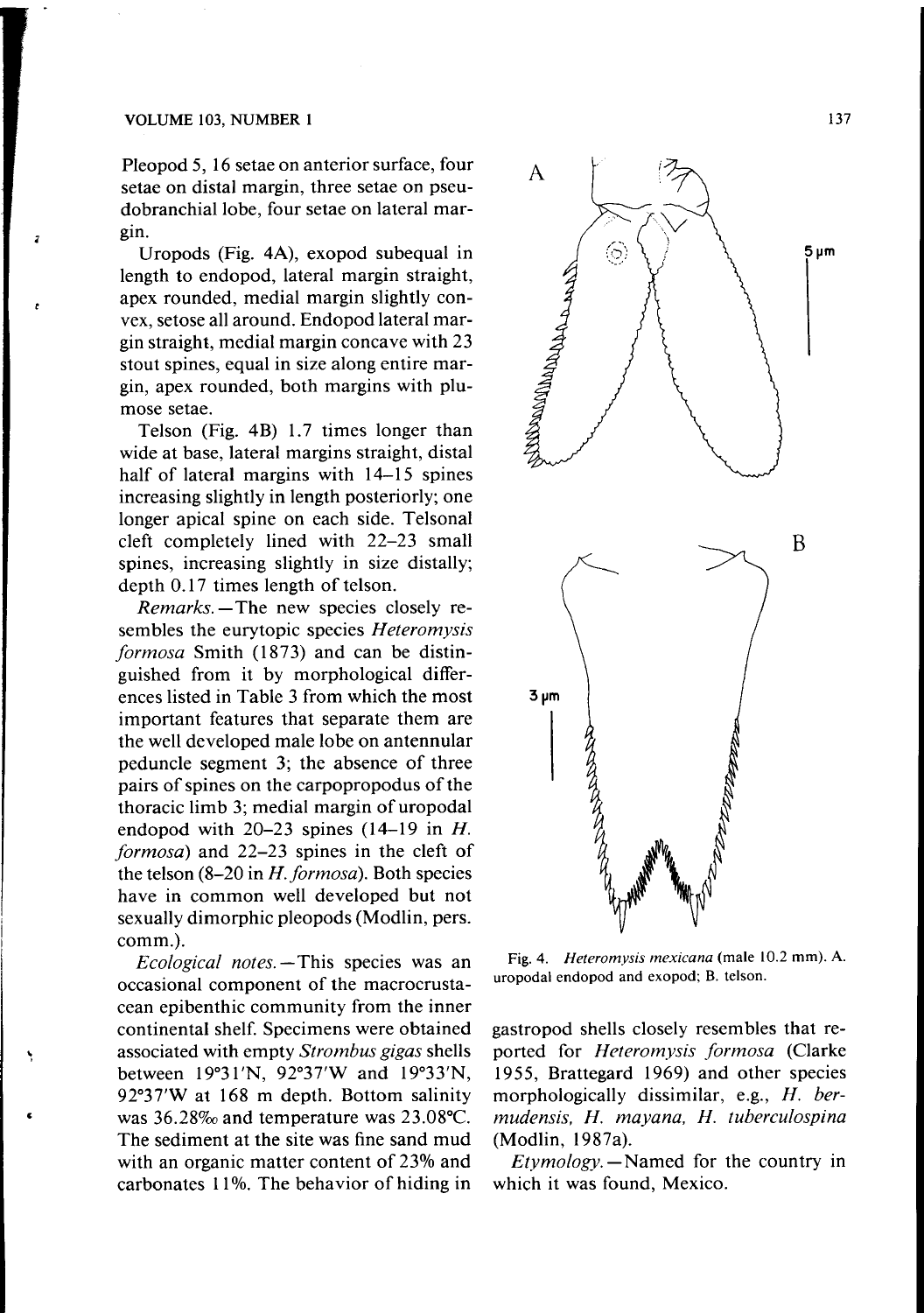Pleopod 5, 16 setae on anterior surface, four setae on distal margin, three setae on pseudobranchial lobe, four setae on lateral margin.

Uropods (Fig. 4A), exopod subequal in length to endopod, lateral margin straight, apex rounded, medial margin slightly convex, setose all around. Endopod lateral margin straight, medial margin concave with 23 stout spines, equal in size along entire margin, apex rounded, both margins with plumose setae.

Telson (Fig. 4B) 1.7 times longer than wide at base, lateral margins straight, distal half of lateral margins with 14–15 spines increasing slightly in length posteriorly; one longer apical spine on each side. Telsonal cleft completely lined with 22–23 small spines, increasing slightly in size distally; depth 0.17 times length of telson.

*Remarks.*—The new species closely resembles the eurytopic species *Heteromysis formosa* Smith (1873) and can be distinguished from it by morphological differences listed in Table 3 from which the most important features that separate them are the well developed male lobe on antennular peduncle segment 3; the absence of three pairs of spines on the carpopropodus of the thoracic limb 3; medial margin of uropodal endopod with 20–23 spines (14–19 in *H. formosa*) and 22–23 spines in the cleft of the telson (8–20 in *H. formosa*). Both species have in common well developed but not sexually dimorphic pleopods (Modlin, pers. comm.).

*Ecological notes.*—This species was an occasional component of the macrocrustacean epibenthic community from the inner continental shelf. Specimens were obtained associated with empty *Strombus gigas* shells between 19°31′N, 92°37′W and 19°33′N, 92°37′W at 168 m depth. Bottom salinity was 36.28‰ and temperature was 23.08°C. The sediment at the site was fine sand mud with an organic matter content of 23% and carbonates 11%. The behavior of hiding in gastropod shells closely resembles that reported for *Heteromysis formosa* (Clarke 1955, Brattegard 1969) and other species morphologically dissimilar, e.g., *H. bermudensis, H. mayana, H. tuberculospina* (Modlin, 1987a).

*Etymology.*—Named for the country in which it was found, Mexico.

Fig. 4. *Heteromysis mexicana* (male 10.2 mm). A. uropodal endopod and exopod; B. telson.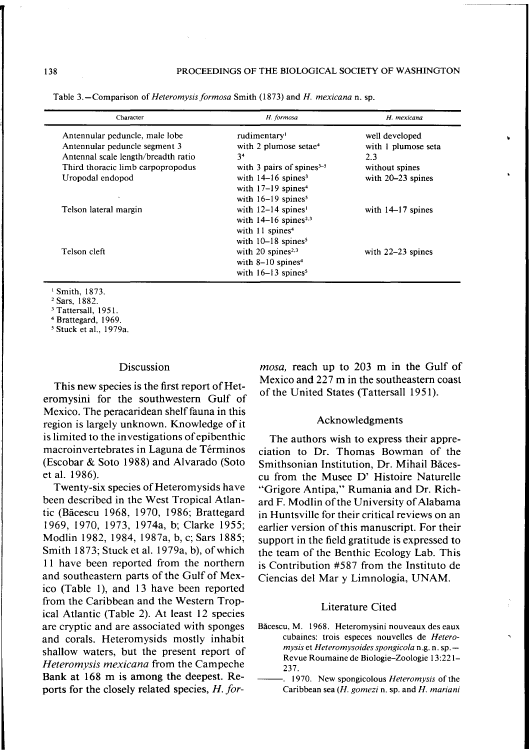Table 3.—Comparison of *Heteromysis formosa* Smith (1873) and *H. mexicana* n. sp.

| Character | *H. formosa* | *H. mexicana* |
|---|---|---|
| Antennular peduncle, male lobe | rudimentary[1] | well developed |
| Antennular peduncle segment 3 | with 2 plumose setae[4] | with 1 plumose seta |
| Antennal scale length/breadth ratio | 3[4] | 2.3 |
| Third thoracic limb carpopropodus | with 3 pairs of spines[3–5] | without spines |
| Uropodal endopod | with 14–16 spines[3]<br>with 17–19 spines[4]<br>with 16–19 spines[5] | with 20–23 spines |
| Telson lateral margin | with 12–14 spines[1]<br>with 14–16 spines[2,3]<br>with 11 spines[4]<br>with 10–18 spines[5] | with 14–17 spines |
| Telson cleft | with 20 spines[2,3]<br>with 8–10 spines[4]<br>with 16–13 spines[5] | with 22–23 spines |

[1] Smith, 1873.
[2] Sars, 1882.
[3] Tattersall, 1951.
[4] Brattegard, 1969.
[5] Stuck et al., 1979a.

## Discussion

This new species is the first report of Heteromysini for the southwestern Gulf of Mexico. The peracaridean shelf fauna in this region is largely unknown. Knowledge of it is limited to the investigations of epibenthic macroinvertebrates in Laguna de Términos (Escobar & Soto 1988) and Alvarado (Soto et al. 1986).

Twenty-six species of Heteromysids have been described in the West Tropical Atlantic (Băcescu 1968, 1970, 1986; Brattegard 1969, 1970, 1973, 1974a, b; Clarke 1955; Modlin 1982, 1984, 1987a, b, c; Sars 1885; Smith 1873; Stuck et al. 1979a, b), of which 11 have been reported from the northern and southeastern parts of the Gulf of Mexico (Table 1), and 13 have been reported from the Caribbean and the Western Tropical Atlantic (Table 2). At least 12 species are cryptic and are associated with sponges and corals. Heteromysids mostly inhabit shallow waters, but the present report of *Heteromysis mexicana* from the Campeche Bank at 168 m is among the deepest. Reports for the closely related species, *H. formosa,* reach up to 203 m in the Gulf of Mexico and 227 m in the southeastern coast of the United States (Tattersall 1951).

## Acknowledgments

The authors wish to express their appreciation to Dr. Thomas Bowman of the Smithsonian Institution, Dr. Mihail Băcescu from the Musee D' Histoire Naturelle "Grigore Antipa," Rumania and Dr. Richard F. Modlin of the University of Alabama in Huntsville for their critical reviews on an earlier version of this manuscript. For their support in the field gratitude is expressed to the team of the Benthic Ecology Lab. This is Contribution #587 from the Instituto de Ciencias del Mar y Limnologia, UNAM.

## Literature Cited

Băcescu, M. 1968. Heteromysini nouveaux des eaux cubaines: trois especes nouvelles de *Heteromysis* et *Heteromysoides spongicola* n.g. n. sp.—Revue Roumaine de Biologie–Zoologie 13:221–237.

———. 1970. New spongicolous *Heteromysis* of the Caribbean sea (*H. gomezi* n. sp. and *H. mariani*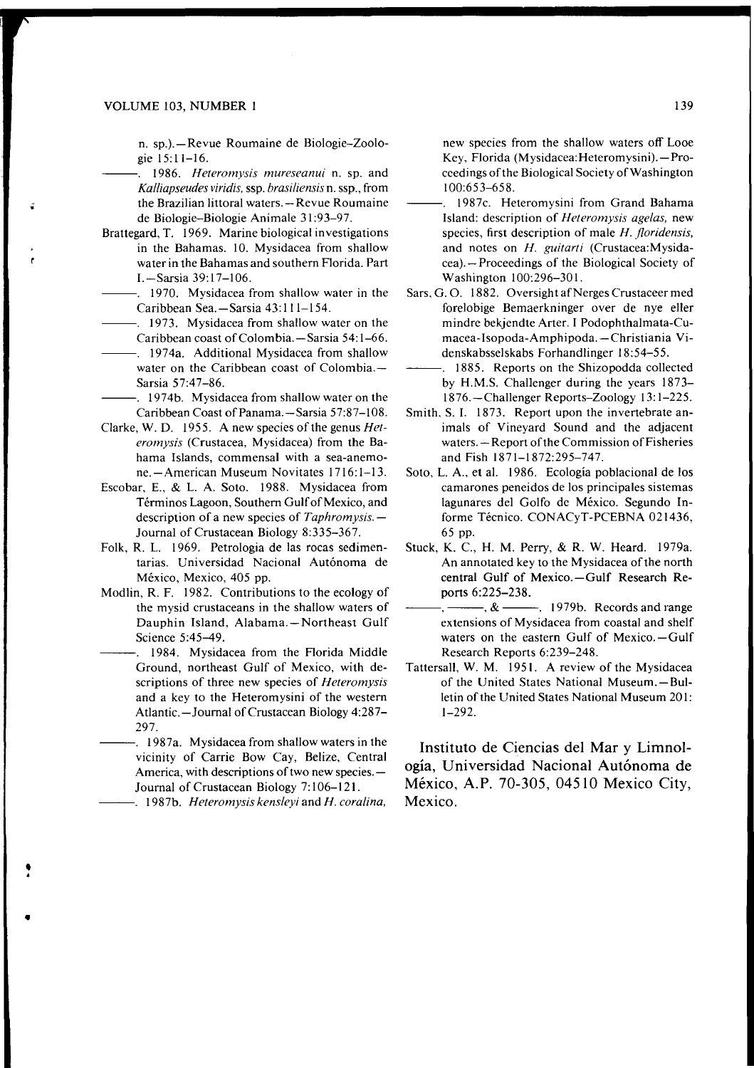n. sp.).—Revue Roumaine de Biologie–Zoologie 15:11–16.

———. 1986. *Heteromysis mureseanui* n. sp. and *Kalliapseudes viridis*, ssp. *brasiliensis* n. ssp., from the Brazilian littoral waters.—Revue Roumaine de Biologie–Biologie Animale 31:93–97.

Brattegard, T. 1969. Marine biological investigations in the Bahamas. 10. Mysidacea from shallow water in the Bahamas and southern Florida. Part I.—Sarsia 39:17–106.

———. 1970. Mysidacea from shallow water in the Caribbean Sea.—Sarsia 43:111–154.

———. 1973. Mysidacea from shallow water on the Caribbean coast of Colombia.—Sarsia 54:1–66.

———. 1974a. Additional Mysidacea from shallow water on the Caribbean coast of Colombia.—Sarsia 57:47–86.

———. 1974b. Mysidacea from shallow water on the Caribbean Coast of Panama.—Sarsia 57:87–108.

Clarke, W. D. 1955. A new species of the genus *Heteromysis* (Crustacea, Mysidacea) from the Bahama Islands, commensal with a sea-anemone.—American Museum Novitates 1716:1–13.

Escobar, E., & L. A. Soto. 1988. Mysidacea from Términos Lagoon, Southern Gulf of Mexico, and description of a new species of *Taphromysis*.—Journal of Crustacean Biology 8:335–367.

Folk, R. L. 1969. Petrologia de las rocas sedimentarias. Universidad Nacional Autónoma de México, Mexico, 405 pp.

Modlin, R. F. 1982. Contributions to the ecology of the mysid crustaceans in the shallow waters of Dauphin Island, Alabama.—Northeast Gulf Science 5:45–49.

———. 1984. Mysidacea from the Florida Middle Ground, northeast Gulf of Mexico, with descriptions of three new species of *Heteromysis* and a key to the Heteromysini of the western Atlantic.—Journal of Crustacean Biology 4:287–297.

———. 1987a. Mysidacea from shallow waters in the vicinity of Carrie Bow Cay, Belize, Central America, with descriptions of two new species.—Journal of Crustacean Biology 7:106–121.

———. 1987b. *Heteromysis kensleyi* and *H. coralina*, new species from the shallow waters off Looe Key, Florida (Mysidacea:Heteromysini).—Proceedings of the Biological Society of Washington 100:653–658.

———. 1987c. Heteromysini from Grand Bahama Island: description of *Heteromysis agelas*, new species, first description of male *H. floridensis*, and notes on *H. guitarti* (Crustacea:Mysidacea).—Proceedings of the Biological Society of Washington 100:296–301.

Sars, G. O. 1882. Oversight af Nerges Crustaceer med forelobige Bemaerkninger over de nye eller mindre bekjendte Arter. I Podophthalmata-Cumacea-Isopoda-Amphipoda.—Christiania Videnskabsselskabs Forhandlinger 18:54–55.

———. 1885. Reports on the Shizopodda collected by H.M.S. Challenger during the years 1873–1876.—Challenger Reports–Zoology 13:1–225.

Smith, S. I. 1873. Report upon the invertebrate animals of Vineyard Sound and the adjacent waters.—Report of the Commission of Fisheries and Fish 1871–1872:295–747.

Soto, L. A., et al. 1986. Ecología poblacional de los camarones peneidos de los principales sistemas lagunares del Golfo de México. Segundo Informe Técnico. CONACyT-PCEBNA 021436, 65 pp.

Stuck, K. C., H. M. Perry, & R. W. Heard. 1979a. An annotated key to the Mysidacea of the north central Gulf of Mexico.—Gulf Research Reports 6:225–238.

———, ———, & ———. 1979b. Records and range extensions of Mysidacea from coastal and shelf waters on the eastern Gulf of Mexico.—Gulf Research Reports 6:239–248.

Tattersall, W. M. 1951. A review of the Mysidacea of the United States National Museum.—Bulletin of the United States National Museum 201: 1–292.

Instituto de Ciencias del Mar y Limnología, Universidad Nacional Autónoma de México, A.P. 70-305, 04510 Mexico City, Mexico.